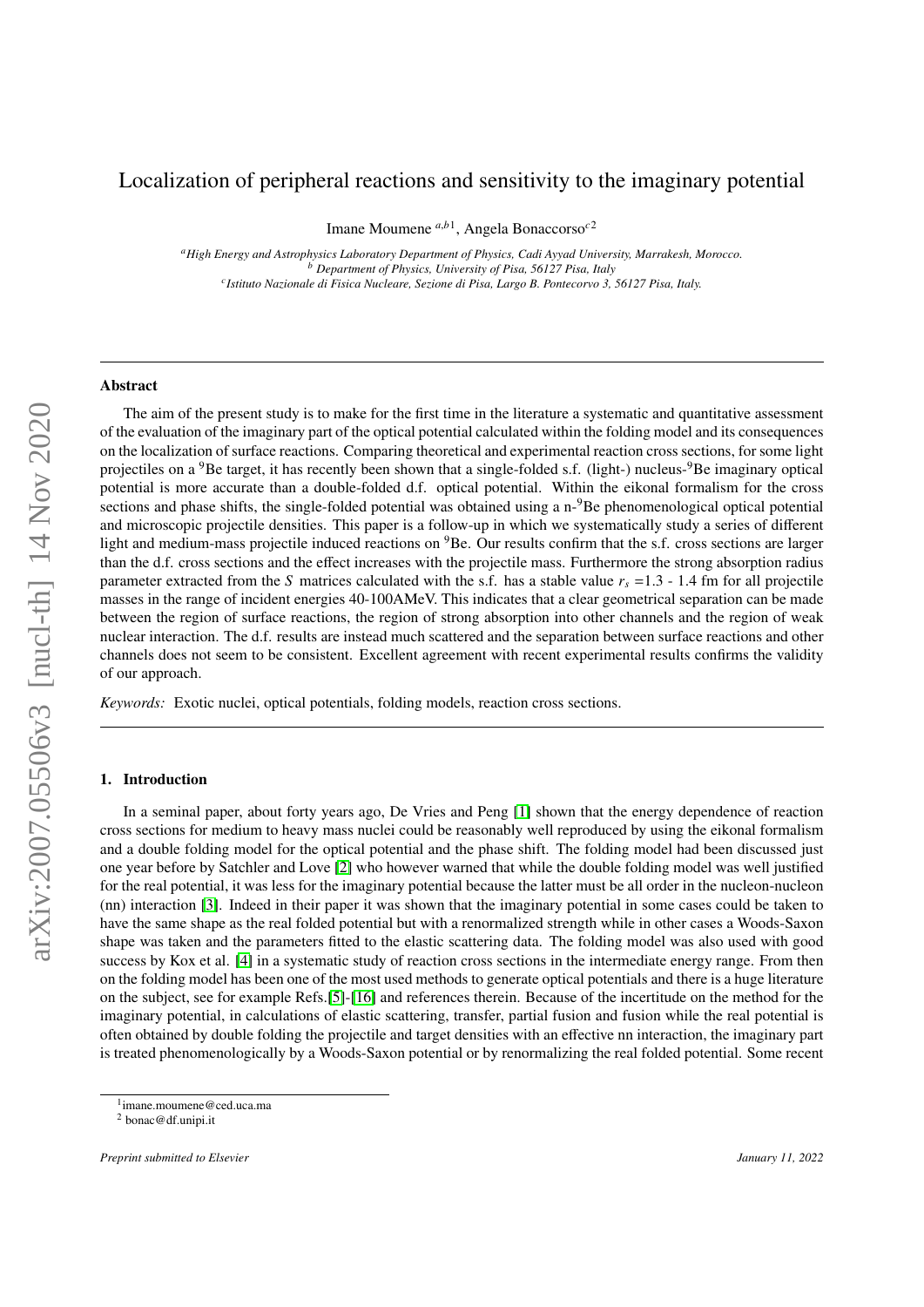# Localization of peripheral reactions and sensitivity to the imaginary potential

Imane Moumene [a,b1], Angela Bonaccorso[c2]

[a] *High Energy and Astrophysics Laboratory Department of Physics, Cadi Ayyad University, Marrakesh, Morocco.*
[b] *Department of Physics, University of Pisa, 56127 Pisa, Italy*
[c] *Istituto Nazionale di Fisica Nucleare, Sezione di Pisa, Largo B. Pontecorvo 3, 56127 Pisa, Italy.*

## Abstract

The aim of the present study is to make for the first time in the literature a systematic and quantitative assessment of the evaluation of the imaginary part of the optical potential calculated within the folding model and its consequences on the localization of surface reactions. Comparing theoretical and experimental reaction cross sections, for some light projectiles on a $^9$Be target, it has recently been shown that a single-folded s.f. (light-) nucleus-$^9$Be imaginary optical potential is more accurate than a double-folded d.f. optical potential. Within the eikonal formalism for the cross sections and phase shifts, the single-folded potential was obtained using a n-$^9$Be phenomenological optical potential and microscopic projectile densities. This paper is a follow-up in which we systematically study a series of different light and medium-mass projectile induced reactions on $^9$Be. Our results confirm that the s.f. cross sections are larger than the d.f. cross sections and the effect increases with the projectile mass. Furthermore the strong absorption radius parameter extracted from the $S$ matrices calculated with the s.f. has a stable value $r_s$ =1.3 - 1.4 fm for all projectile masses in the range of incident energies 40-100AMeV. This indicates that a clear geometrical separation can be made between the region of surface reactions, the region of strong absorption into other channels and the region of weak nuclear interaction. The d.f. results are instead much scattered and the separation between surface reactions and other channels does not seem to be consistent. Excellent agreement with recent experimental results confirms the validity of our approach.

*Keywords:* Exotic nuclei, optical potentials, folding models, reaction cross sections.

## 1. Introduction

In a seminal paper, about forty years ago, De Vries and Peng [1] shown that the energy dependence of reaction cross sections for medium to heavy mass nuclei could be reasonably well reproduced by using the eikonal formalism and a double folding model for the optical potential and the phase shift. The folding model had been discussed just one year before by Satchler and Love [2] who however warned that while the double folding model was well justified for the real potential, it was less for the imaginary potential because the latter must be all order in the nucleon-nucleon (nn) interaction [3]. Indeed in their paper it was shown that the imaginary potential in some cases could be taken to have the same shape as the real folded potential but with a renormalized strength while in other cases a Woods-Saxon shape was taken and the parameters fitted to the elastic scattering data. The folding model was also used with good success by Kox et al. [4] in a systematic study of reaction cross sections in the intermediate energy range. From then on the folding model has been one of the most used methods to generate optical potentials and there is a huge literature on the subject, see for example Refs.[5]-[16] and references therein. Because of the incertitude on the method for the imaginary potential, in calculations of elastic scattering, transfer, partial fusion and fusion while the real potential is often obtained by double folding the projectile and target densities with an effective nn interaction, the imaginary part is treated phenomenologically by a Woods-Saxon potential or by renormalizing the real folded potential. Some recent

[1] imane.moumene@ced.uca.ma
[2] bonac@df.unipi.it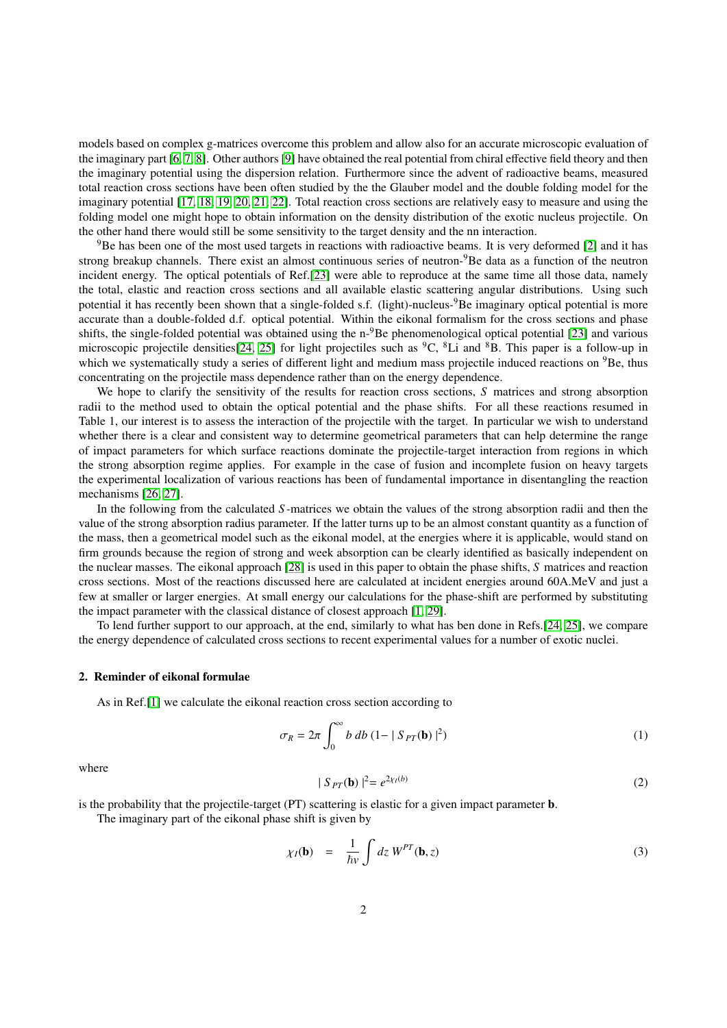models based on complex g-matrices overcome this problem and allow also for an accurate microscopic evaluation of the imaginary part [6, 7, 8]. Other authors [9] have obtained the real potential from chiral effective field theory and then the imaginary potential using the dispersion relation. Furthermore since the advent of radioactive beams, measured total reaction cross sections have been often studied by the the Glauber model and the double folding model for the imaginary potential [17, 18, 19, 20, 21, 22]. Total reaction cross sections are relatively easy to measure and using the folding model one might hope to obtain information on the density distribution of the exotic nucleus projectile. On the other hand there would still be some sensitivity to the target density and the nn interaction.

$^9$Be has been one of the most used targets in reactions with radioactive beams. It is very deformed [2] and it has strong breakup channels. There exist an almost continuous series of neutron-$^9$Be data as a function of the neutron incident energy. The optical potentials of Ref.[23] were able to reproduce at the same time all those data, namely the total, elastic and reaction cross sections and all available elastic scattering angular distributions. Using such potential it has recently been shown that a single-folded s.f. (light)-nucleus-$^9$Be imaginary optical potential is more accurate than a double-folded d.f. optical potential. Within the eikonal formalism for the cross sections and phase shifts, the single-folded potential was obtained using the n-$^9$Be phenomenological optical potential [23] and various microscopic projectile densities[24, 25] for light projectiles such as $^9$C, $^8$Li and $^8$B. This paper is a follow-up in which we systematically study a series of different light and medium mass projectile induced reactions on $^9$Be, thus concentrating on the projectile mass dependence rather than on the energy dependence.

We hope to clarify the sensitivity of the results for reaction cross sections, $S$ matrices and strong absorption radii to the method used to obtain the optical potential and the phase shifts. For all these reactions resumed in Table 1, our interest is to assess the interaction of the projectile with the target. In particular we wish to understand whether there is a clear and consistent way to determine geometrical parameters that can help determine the range of impact parameters for which surface reactions dominate the projectile-target interaction from regions in which the strong absorption regime applies. For example in the case of fusion and incomplete fusion on heavy targets the experimental localization of various reactions has been of fundamental importance in disentangling the reaction mechanisms [26, 27].

In the following from the calculated $S$-matrices we obtain the values of the strong absorption radii and then the value of the strong absorption radius parameter. If the latter turns up to be an almost constant quantity as a function of the mass, then a geometrical model such as the eikonal model, at the energies where it is applicable, would stand on firm grounds because the region of strong and week absorption can be clearly identified as basically independent on the nuclear masses. The eikonal approach [28] is used in this paper to obtain the phase shifts, $S$ matrices and reaction cross sections. Most of the reactions discussed here are calculated at incident energies around 60A.MeV and just a few at smaller or larger energies. At small energy our calculations for the phase-shift are performed by substituting the impact parameter with the classical distance of closest approach [1, 29].

To lend further support to our approach, at the end, similarly to what has ben done in Refs.[24, 25], we compare the energy dependence of calculated cross sections to recent experimental values for a number of exotic nuclei.

## 2. Reminder of eikonal formulae

As in Ref.[1] we calculate the eikonal reaction cross section according to

$$\sigma_R = 2\pi \int_0^\infty b\, db\, (1- \mid S_{PT}(\mathbf{b}) \mid^2) \tag{1}$$

where

$$\mid S_{PT}(\mathbf{b}) \mid^2 = e^{2\chi_I(b)} \tag{2}$$

is the probability that the projectile-target (PT) scattering is elastic for a given impact parameter $\mathbf{b}$.

The imaginary part of the eikonal phase shift is given by

$$\chi_I(\mathbf{b}) \quad = \quad \frac{1}{\hbar v} \int dz\, W^{PT}(\mathbf{b}, z) \tag{3}$$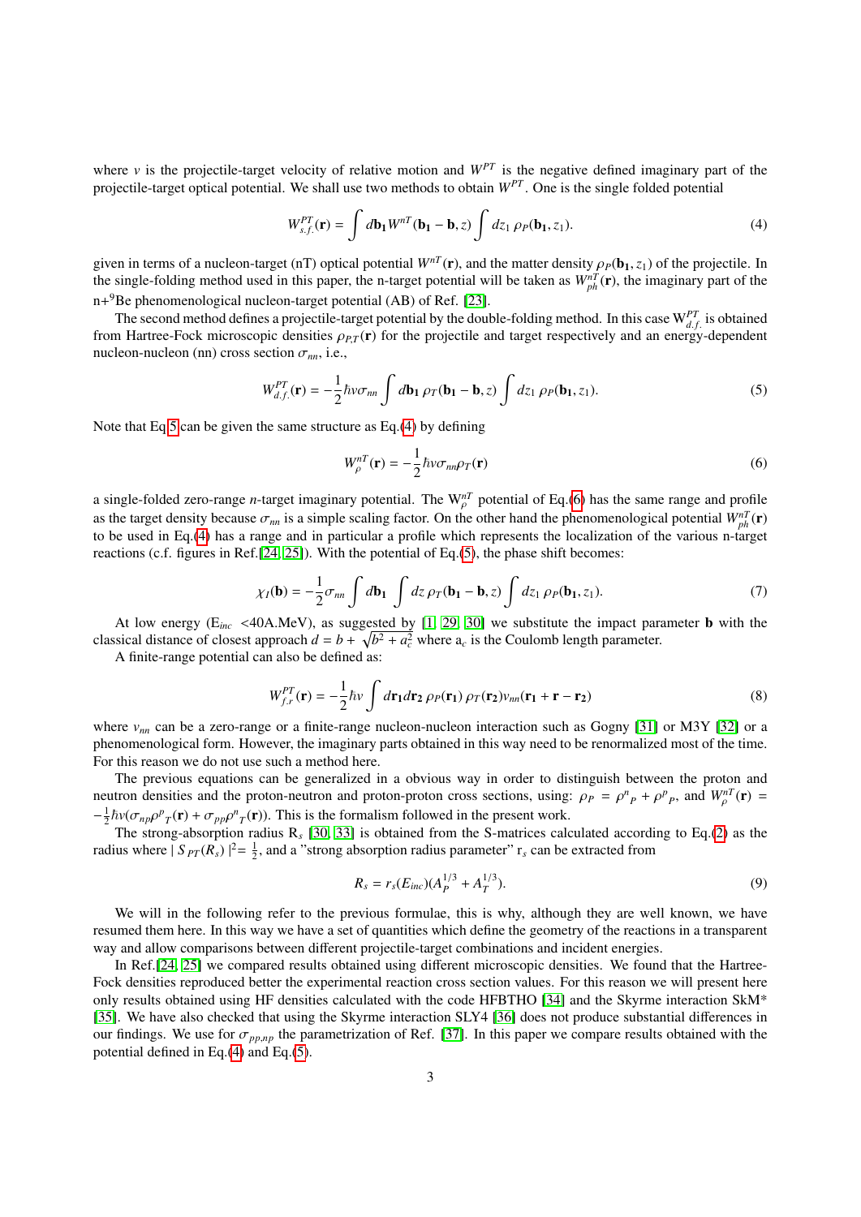where $v$ is the projectile-target velocity of relative motion and $W^{PT}$ is the negative defined imaginary part of the projectile-target optical potential. We shall use two methods to obtain $W^{PT}$. One is the single folded potential

$$W^{PT}_{s.f.}(\mathbf{r}) = \int d\mathbf{b_1} W^{nT}(\mathbf{b_1} - \mathbf{b}, z) \int dz_1 \, \rho_P(\mathbf{b_1}, z_1). \tag{4}$$

given in terms of a nucleon-target (nT) optical potential $W^{nT}(\mathbf{r})$, and the matter density $\rho_P(\mathbf{b_1}, z_1)$ of the projectile. In the single-folding method used in this paper, the n-target potential will be taken as $W^{nT}_{ph}(\mathbf{r})$, the imaginary part of the n+$^9$Be phenomenological nucleon-target potential (AB) of Ref. [23].

The second method defines a projectile-target potential by the double-folding method. In this case $W^{PT}_{d.f.}$ is obtained from Hartree-Fock microscopic densities $\rho_{P,T}(\mathbf{r})$ for the projectile and target respectively and an energy-dependent nucleon-nucleon (nn) cross section $\sigma_{nn}$, i.e.,

$$W^{PT}_{d.f.}(\mathbf{r}) = -\frac{1}{2}\hbar v \sigma_{nn} \int d\mathbf{b_1} \, \rho_T(\mathbf{b_1} - \mathbf{b}, z) \int dz_1 \, \rho_P(\mathbf{b_1}, z_1). \tag{5}$$

Note that Eq.5 can be given the same structure as Eq.(4) by defining

$$W^{nT}_{\rho}(\mathbf{r}) = -\frac{1}{2}\hbar v \sigma_{nn} \rho_T(\mathbf{r}) \tag{6}$$

a single-folded zero-range $n$-target imaginary potential. The $W^{nT}_{\rho}$ potential of Eq.(6) has the same range and profile as the target density because $\sigma_{nn}$ is a simple scaling factor. On the other hand the phenomenological potential $W^{nT}_{ph}(\mathbf{r})$ to be used in Eq.(4) has a range and in particular a profile which represents the localization of the various n-target reactions (c.f. figures in Ref.[24, 25]). With the potential of Eq.(5), the phase shift becomes:

$$\chi_I(\mathbf{b}) = -\frac{1}{2}\sigma_{nn} \int d\mathbf{b_1} \int dz \, \rho_T(\mathbf{b_1} - \mathbf{b}, z) \int dz_1 \, \rho_P(\mathbf{b_1}, z_1). \tag{7}$$

At low energy ($E_{inc}$ <40A.MeV), as suggested by [1, 29, 30] we substitute the impact parameter $\mathbf{b}$ with the classical distance of closest approach $d = b + \sqrt{b^2 + a_c^2}$ where $a_c$ is the Coulomb length parameter.

A finite-range potential can also be defined as:

$$W^{PT}_{f.r}(\mathbf{r}) = -\frac{1}{2}\hbar v \int d\mathbf{r_1} d\mathbf{r_2} \, \rho_P(\mathbf{r_1}) \, \rho_T(\mathbf{r_2}) v_{nn}(\mathbf{r_1} + \mathbf{r} - \mathbf{r_2}) \tag{8}$$

where $v_{nn}$ can be a zero-range or a finite-range nucleon-nucleon interaction such as Gogny [31] or M3Y [32] or a phenomenological form. However, the imaginary parts obtained in this way need to be renormalized most of the time. For this reason we do not use such a method here.

The previous equations can be generalized in a obvious way in order to distinguish between the proton and neutron densities and the proton-neutron and proton-proton cross sections, using: $\rho_P = \rho^n{}_P + \rho^p{}_P$, and $W^{nT}_{\rho}(\mathbf{r}) = -\frac{1}{2}\hbar v(\sigma_{np}\rho^p{}_T(\mathbf{r}) + \sigma_{pp}\rho^n{}_T(\mathbf{r}))$. This is the formalism followed in the present work.

The strong-absorption radius $R_s$ [30, 33] is obtained from the S-matrices calculated according to Eq.(2) as the radius where $| S_{PT}(R_s) |^2 = \frac{1}{2}$, and a "strong absorption radius parameter" $r_s$ can be extracted from

$$R_s = r_s(E_{inc})(A_P^{1/3} + A_T^{1/3}). \tag{9}$$

We will in the following refer to the previous formulae, this is why, although they are well known, we have resumed them here. In this way we have a set of quantities which define the geometry of the reactions in a transparent way and allow comparisons between different projectile-target combinations and incident energies.

In Ref.[24, 25] we compared results obtained using different microscopic densities. We found that the Hartree-Fock densities reproduced better the experimental reaction cross section values. For this reason we will present here only results obtained using HF densities calculated with the code HFBTHO [34] and the Skyrme interaction SkM* [35]. We have also checked that using the Skyrme interaction SLY4 [36] does not produce substantial differences in our findings. We use for $\sigma_{pp,np}$ the parametrization of Ref. [37]. In this paper we compare results obtained with the potential defined in Eq.(4) and Eq.(5).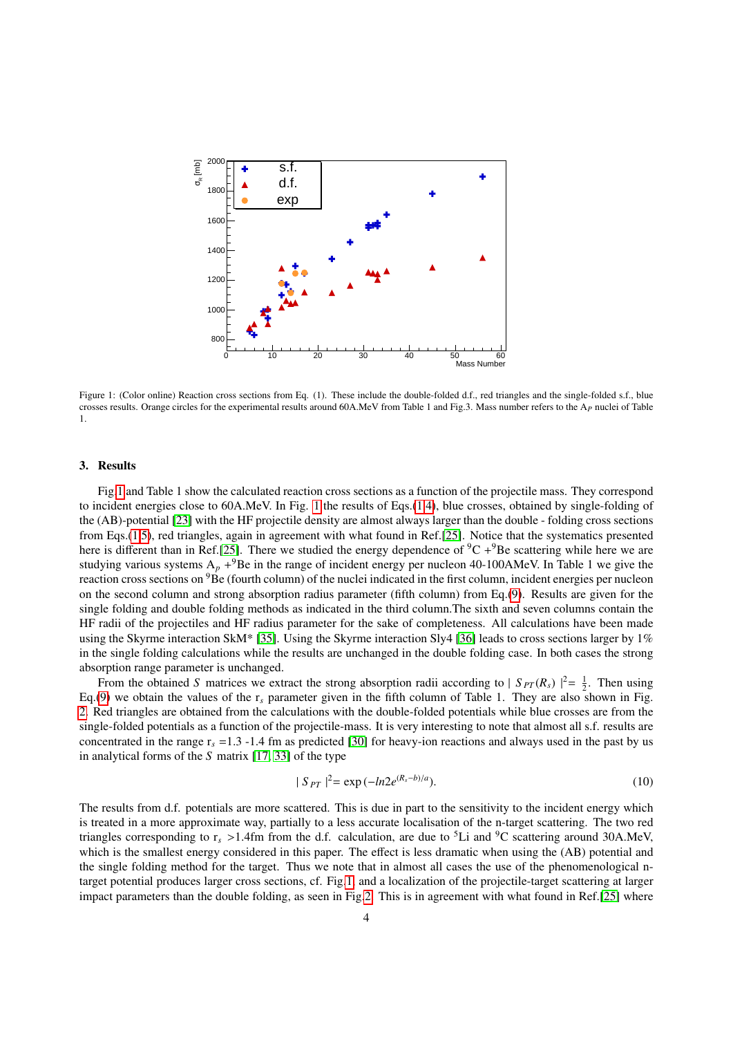$\sigma_R$ [mb]

2000

1800

1600

1400

1200

1000

800

0 10 20 30 40 50 60

Mass Number

s.f.

d.f.

exp

Figure 1: (Color online) Reaction cross sections from Eq. (1). These include the double-folded d.f., red triangles and the single-folded s.f., blue crosses results. Orange circles for the experimental results around 60A.MeV from Table 1 and Fig.3. Mass number refers to the $A_P$ nuclei of Table 1.

## 3. Results

Fig.1 and Table 1 show the calculated reaction cross sections as a function of the projectile mass. They correspond to incident energies close to 60A.MeV. In Fig. 1 the results of Eqs.(1,4), blue crosses, obtained by single-folding of the (AB)-potential [23] with the HF projectile density are almost always larger than the double - folding cross sections from Eqs.(1,5), red triangles, again in agreement with what found in Ref.[25]. Notice that the systematics presented here is different than in Ref.[25]. There we studied the energy dependence of $^{9}C$ +$^{9}Be$ scattering while here we are studying various systems $A_p$ +$^{9}Be$ in the range of incident energy per nucleon 40-100AMeV. In Table 1 we give the reaction cross sections on $^{9}Be$ (fourth column) of the nuclei indicated in the first column, incident energies per nucleon on the second column and strong absorption radius parameter (fifth column) from Eq.(9). Results are given for the single folding and double folding methods as indicated in the third column.The sixth and seven columns contain the HF radii of the projectiles and HF radius parameter for the sake of completeness. All calculations have been made using the Skyrme interaction SkM* [35]. Using the Skyrme interaction Sly4 [36] leads to cross sections larger by 1% in the single folding calculations while the results are unchanged in the double folding case. In both cases the strong absorption range parameter is unchanged.

From the obtained $S$ matrices we extract the strong absorption radii according to $|S_{PT}(R_s)|^2 = \frac{1}{2}$. Then using Eq.(9) we obtain the values of the $r_s$ parameter given in the fifth column of Table 1. They are also shown in Fig. 2. Red triangles are obtained from the calculations with the double-folded potentials while blue crosses are from the single-folded potentials as a function of the projectile-mass. It is very interesting to note that almost all s.f. results are concentrated in the range $r_s$ =1.3 -1.4 fm as predicted [30] for heavy-ion reactions and always used in the past by us in analytical forms of the $S$ matrix [17, 33] of the type

$$|S_{PT}|^2 = \exp\left(-ln2e^{(R_s-b)/a}\right). \tag{10}$$

The results from d.f. potentials are more scattered. This is due in part to the sensitivity to the incident energy which is treated in a more approximate way, partially to a less accurate localisation of the n-target scattering. The two red triangles corresponding to $r_s$ >1.4fm from the d.f. calculation, are due to $^{5}Li$ and $^{9}C$ scattering around 30A.MeV, which is the smallest energy considered in this paper. The effect is less dramatic when using the (AB) potential and the single folding method for the target. Thus we note that in almost all cases the use of the phenomenological n-target potential produces larger cross sections, cf. Fig.1, and a localization of the projectile-target scattering at larger impact parameters than the double folding, as seen in Fig.2. This is in agreement with what found in Ref.[25] where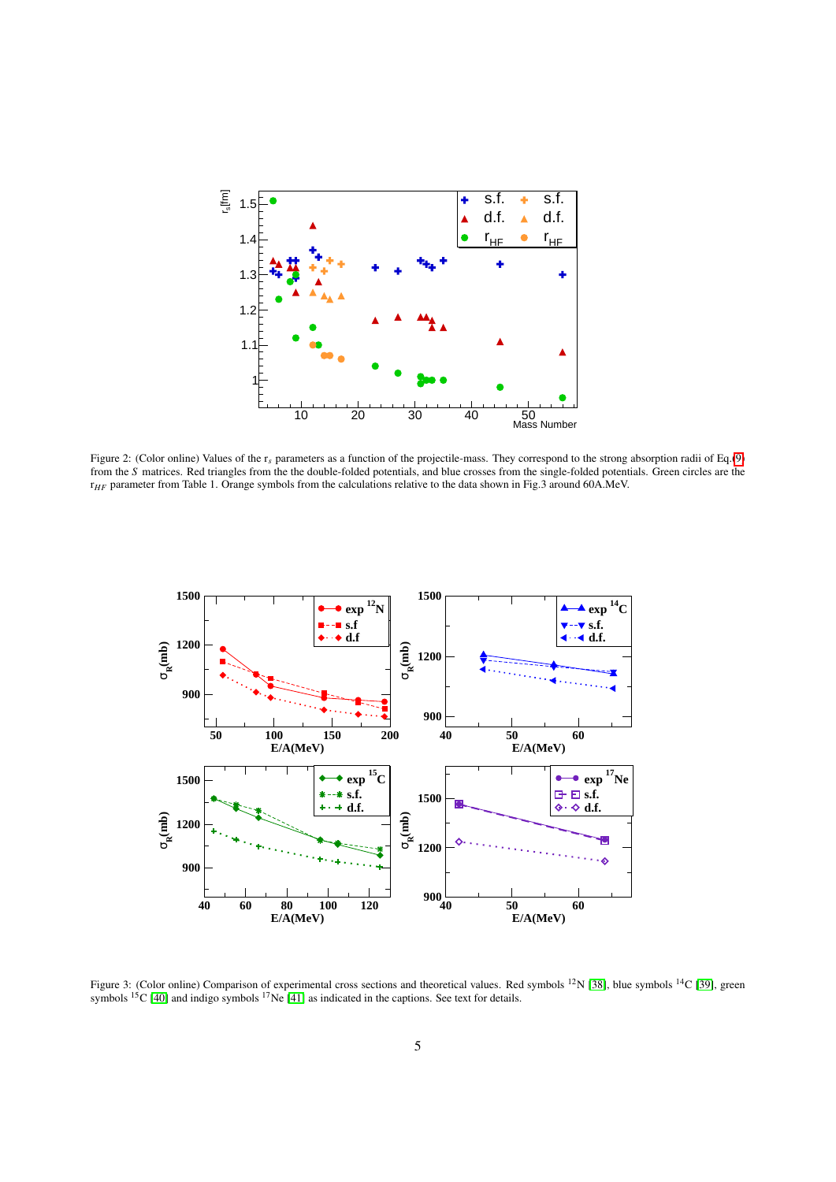r$_s$[fm]

1.5
1.4
1.3
1.2
1.1
1

10 20 30 40 50

Mass Number

s.f.
d.f.
r$_{HF}$
s.f.
d.f.
r$_{HF}$

Figure 2: (Color online) Values of the $r_s$ parameters as a function of the projectile-mass. They correspond to the strong absorption radii of Eq.(9) from the $S$ matrices. Red triangles from the the double-folded potentials, and blue crosses from the single-folded potentials. Green circles are the $r_{HF}$ parameter from Table 1. Orange symbols from the calculations relative to the data shown in Fig.3 around 60A.MeV.

σ$_R$(mb)

1500
1200
900

50 100 150 200

E/A(MeV)

exp $^{12}$N
s.f
d.f

σ$_R$(mb)

1500
1200
900

40 50 60

E/A(MeV)

exp $^{14}$C
s.f.
d.f.

σ$_R$(mb)

1500
1200
900

40 60 80 100 120

E/A(MeV)

exp $^{15}$C
s.f.
d.f.

σ$_R$(mb)

1500
1200
900

40 50 60

E/A(MeV)

exp $^{17}$Ne
s.f.
d.f.

Figure 3: (Color online) Comparison of experimental cross sections and theoretical values. Red symbols $^{12}$N [38], blue symbols $^{14}$C [39], green symbols $^{15}$C [40] and indigo symbols $^{17}$Ne [41] as indicated in the captions. See text for details.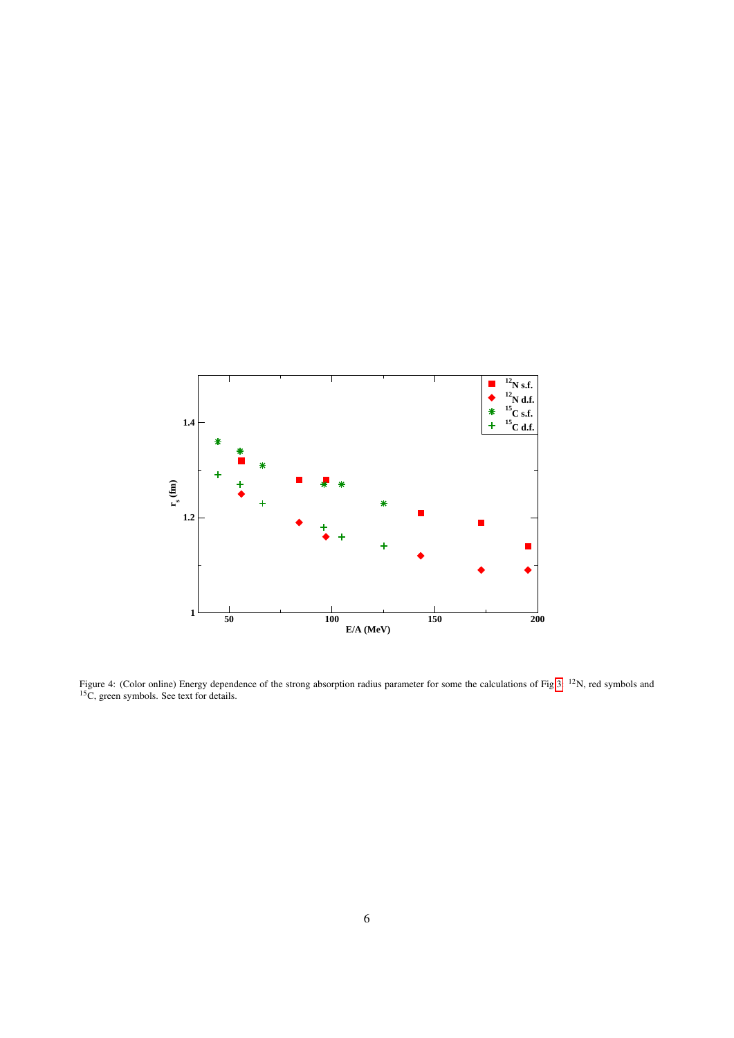$r_s$ (fm)

1.4

1.2

1

50

100

150

200

E/A (MeV)

$^{12}$N s.f.

$^{12}$N d.f.

$^{15}$C s.f.

$^{15}$C d.f.

Figure 4: (Color online) Energy dependence of the strong absorption radius parameter for some the calculations of Fig 3. $^{12}$N, red symbols and $^{15}$C, green symbols. See text for details.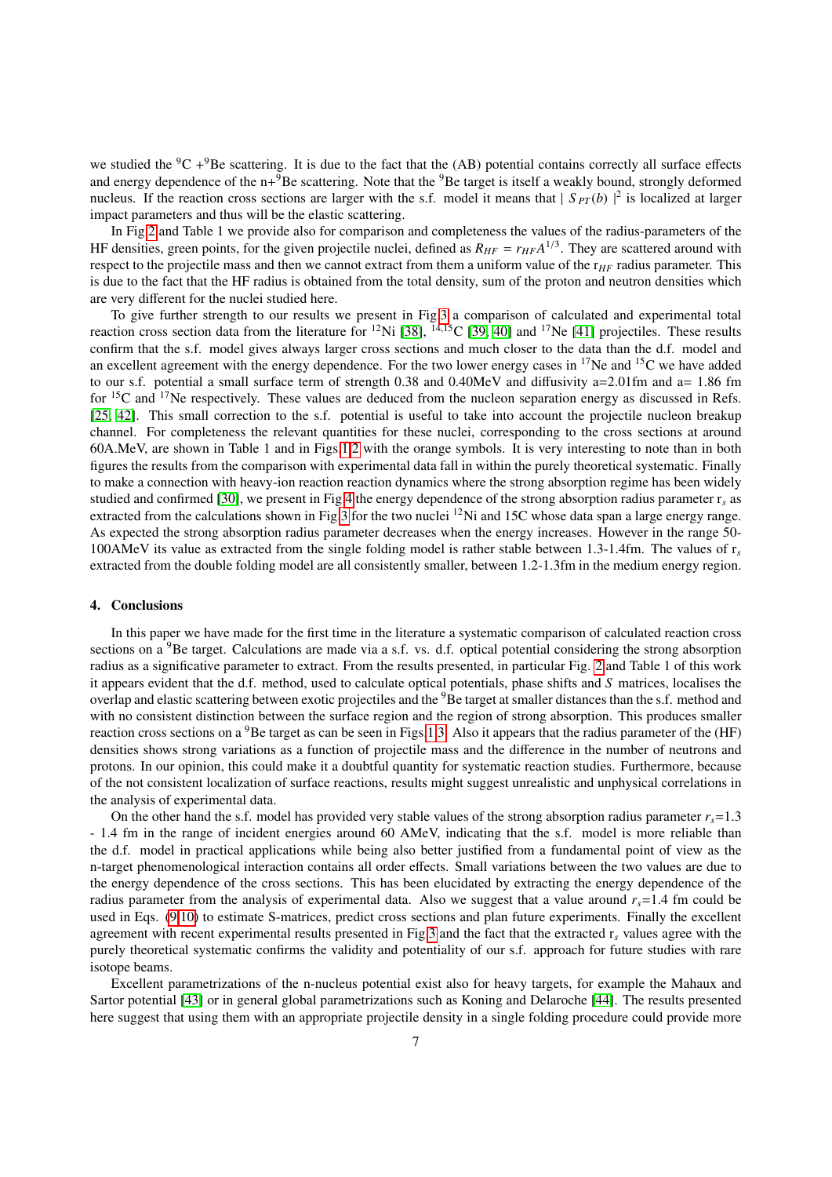we studied the $^{9}$C +$^{9}$Be scattering. It is due to the fact that the (AB) potential contains correctly all surface effects and energy dependence of the n+$^{9}$Be scattering. Note that the $^{9}$Be target is itself a weakly bound, strongly deformed nucleus. If the reaction cross sections are larger with the s.f. model it means that $| S_{PT}(b) |^2$ is localized at larger impact parameters and thus will be the elastic scattering.

In Fig.2 and Table 1 we provide also for comparison and completeness the values of the radius-parameters of the HF densities, green points, for the given projectile nuclei, defined as $R_{HF} = r_{HF}A^{1/3}$. They are scattered around with respect to the projectile mass and then we cannot extract from them a uniform value of the $r_{HF}$ radius parameter. This is due to the fact that the HF radius is obtained from the total density, sum of the proton and neutron densities which are very different for the nuclei studied here.

To give further strength to our results we present in Fig.3 a comparison of calculated and experimental total reaction cross section data from the literature for $^{12}$Ni [38], $^{14,15}$C [39, 40] and $^{17}$Ne [41] projectiles. These results confirm that the s.f. model gives always larger cross sections and much closer to the data than the d.f. model and an excellent agreement with the energy dependence. For the two lower energy cases in $^{17}$Ne and $^{15}$C we have added to our s.f. potential a small surface term of strength 0.38 and 0.40MeV and diffusivity a=2.01fm and a= 1.86 fm for $^{15}$C and $^{17}$Ne respectively. These values are deduced from the nucleon separation energy as discussed in Refs. [25, 42]. This small correction to the s.f. potential is useful to take into account the projectile nucleon breakup channel. For completeness the relevant quantities for these nuclei, corresponding to the cross sections at around 60A.MeV, are shown in Table 1 and in Figs.1,2 with the orange symbols. It is very interesting to note than in both figures the results from the comparison with experimental data fall in within the purely theoretical systematic. Finally to make a connection with heavy-ion reaction reaction dynamics where the strong absorption regime has been widely studied and confirmed [30], we present in Fig.4 the energy dependence of the strong absorption radius parameter $r_s$ as extracted from the calculations shown in Fig.3 for the two nuclei $^{12}$Ni and 15C whose data span a large energy range. As expected the strong absorption radius parameter decreases when the energy increases. However in the range 50-100AMeV its value as extracted from the single folding model is rather stable between 1.3-1.4fm. The values of $r_s$ extracted from the double folding model are all consistently smaller, between 1.2-1.3fm in the medium energy region.

## 4. Conclusions

In this paper we have made for the first time in the literature a systematic comparison of calculated reaction cross sections on a $^{9}$Be target. Calculations are made via a s.f. vs. d.f. optical potential considering the strong absorption radius as a significative parameter to extract. From the results presented, in particular Fig. 2 and Table 1 of this work it appears evident that the d.f. method, used to calculate optical potentials, phase shifts and $S$ matrices, localises the overlap and elastic scattering between exotic projectiles and the $^{9}$Be target at smaller distances than the s.f. method and with no consistent distinction between the surface region and the region of strong absorption. This produces smaller reaction cross sections on a $^{9}$Be target as can be seen in Figs.1,3. Also it appears that the radius parameter of the (HF) densities shows strong variations as a function of projectile mass and the difference in the number of neutrons and protons. In our opinion, this could make it a doubtful quantity for systematic reaction studies. Furthermore, because of the not consistent localization of surface reactions, results might suggest unrealistic and unphysical correlations in the analysis of experimental data.

On the other hand the s.f. model has provided very stable values of the strong absorption radius parameter $r_s$=1.3 - 1.4 fm in the range of incident energies around 60 AMeV, indicating that the s.f. model is more reliable than the d.f. model in practical applications while being also better justified from a fundamental point of view as the n-target phenomenological interaction contains all order effects. Small variations between the two values are due to the energy dependence of the cross sections. This has been elucidated by extracting the energy dependence of the radius parameter from the analysis of experimental data. Also we suggest that a value around $r_s$=1.4 fm could be used in Eqs. (9,10) to estimate S-matrices, predict cross sections and plan future experiments. Finally the excellent agreement with recent experimental results presented in Fig.3 and the fact that the extracted $r_s$ values agree with the purely theoretical systematic confirms the validity and potentiality of our s.f. approach for future studies with rare isotope beams.

Excellent parametrizations of the n-nucleus potential exist also for heavy targets, for example the Mahaux and Sartor potential [43] or in general global parametrizations such as Koning and Delaroche [44]. The results presented here suggest that using them with an appropriate projectile density in a single folding procedure could provide more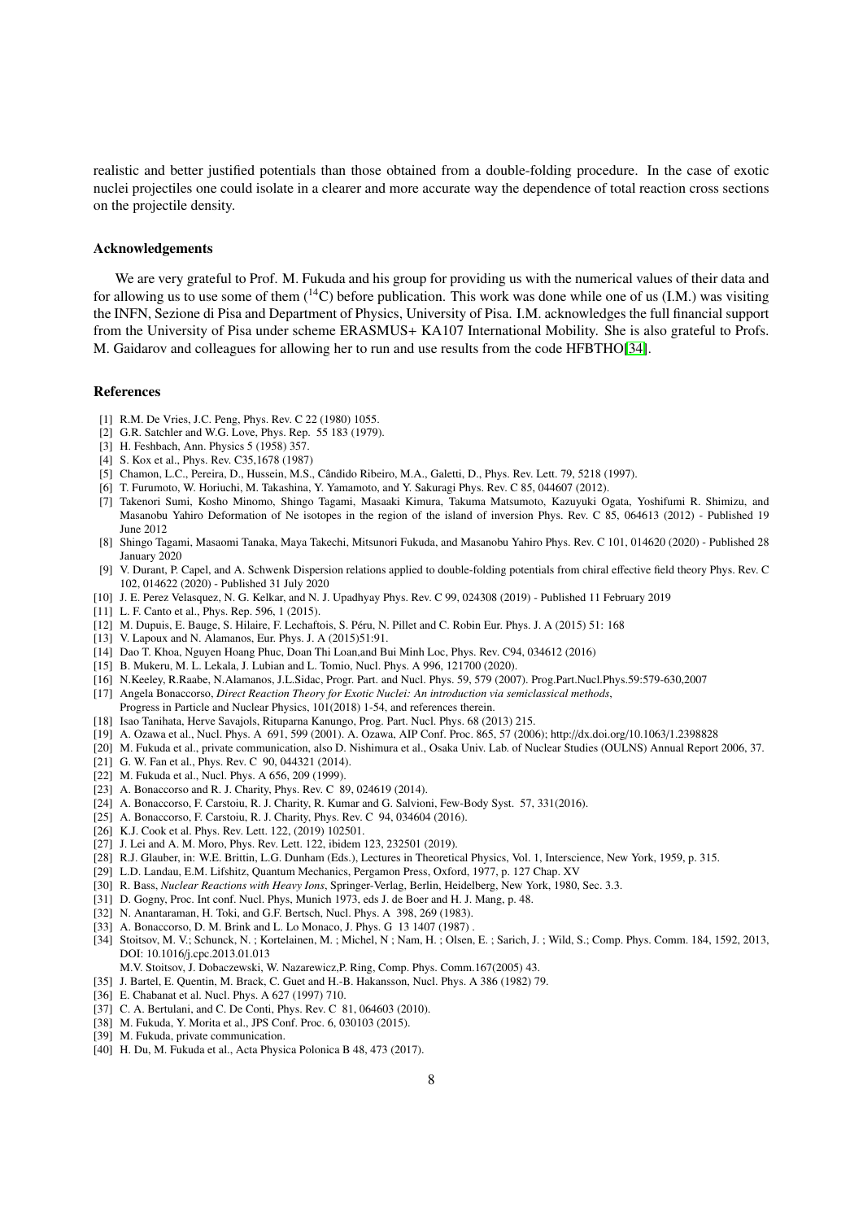realistic and better justified potentials than those obtained from a double-folding procedure. In the case of exotic nuclei projectiles one could isolate in a clearer and more accurate way the dependence of total reaction cross sections on the projectile density.

### Acknowledgements

We are very grateful to Prof. M. Fukuda and his group for providing us with the numerical values of their data and for allowing us to use some of them ($^{14}$C) before publication. This work was done while one of us (I.M.) was visiting the INFN, Sezione di Pisa and Department of Physics, University of Pisa. I.M. acknowledges the full financial support from the University of Pisa under scheme ERASMUS+ KA107 International Mobility. She is also grateful to Profs. M. Gaidarov and colleagues for allowing her to run and use results from the code HFBTHO[34].

### References

- [1] R.M. De Vries, J.C. Peng, Phys. Rev. C 22 (1980) 1055.
- [2] G.R. Satchler and W.G. Love, Phys. Rep. 55 183 (1979).
- [3] H. Feshbach, Ann. Physics 5 (1958) 357.
- [4] S. Kox et al., Phys. Rev. C35,1678 (1987)
- [5] Chamon, L.C., Pereira, D., Hussein, M.S., Cândido Ribeiro, M.A., Galetti, D., Phys. Rev. Lett. 79, 5218 (1997).
- [6] T. Furumoto, W. Horiuchi, M. Takashina, Y. Yamamoto, and Y. Sakuragi Phys. Rev. C 85, 044607 (2012).
- [7] Takenori Sumi, Kosho Minomo, Shingo Tagami, Masaaki Kimura, Takuma Matsumoto, Kazuyuki Ogata, Yoshifumi R. Shimizu, and Masanobu Yahiro Deformation of Ne isotopes in the region of the island of inversion Phys. Rev. C 85, 064613 (2012) - Published 19 June 2012
- [8] Shingo Tagami, Masaomi Tanaka, Maya Takechi, Mitsunori Fukuda, and Masanobu Yahiro Phys. Rev. C 101, 014620 (2020) - Published 28 January 2020
- [9] V. Durant, P. Capel, and A. Schwenk Dispersion relations applied to double-folding potentials from chiral effective field theory Phys. Rev. C 102, 014622 (2020) - Published 31 July 2020
- [10] J. E. Perez Velasquez, N. G. Kelkar, and N. J. Upadhyay Phys. Rev. C 99, 024308 (2019) - Published 11 February 2019
- [11] L. F. Canto et al., Phys. Rep. 596, 1 (2015).
- [12] M. Dupuis, E. Bauge, S. Hilaire, F. Lechaftois, S. Péru, N. Pillet and C. Robin Eur. Phys. J. A (2015) 51: 168
- [13] V. Lapoux and N. Alamanos, Eur. Phys. J. A (2015)51:91.
- [14] Dao T. Khoa, Nguyen Hoang Phuc, Doan Thi Loan,and Bui Minh Loc, Phys. Rev. C94, 034612 (2016)
- [15] B. Mukeru, M. L. Lekala, J. Lubian and L. Tomio, Nucl. Phys. A 996, 121700 (2020).
- [16] N.Keeley, R.Raabe, N.Alamanos, J.L.Sidac, Progr. Part. and Nucl. Phys. 59, 579 (2007). Prog.Part.Nucl.Phys.59:579-630,2007
- [17] Angela Bonaccorso, *Direct Reaction Theory for Exotic Nuclei: An introduction via semiclassical methods*, Progress in Particle and Nuclear Physics, 101(2018) 1-54, and references therein.
- [18] Isao Tanihata, Herve Savajols, Rituparna Kanungo, Prog. Part. Nucl. Phys. 68 (2013) 215.
- [19] A. Ozawa et al., Nucl. Phys. A 691, 599 (2001). A. Ozawa, AIP Conf. Proc. 865, 57 (2006); http://dx.doi.org/10.1063/1.2398828
- [20] M. Fukuda et al., private communication, also D. Nishimura et al., Osaka Univ. Lab. of Nuclear Studies (OULNS) Annual Report 2006, 37.
- [21] G. W. Fan et al., Phys. Rev. C 90, 044321 (2014).
- [22] M. Fukuda et al., Nucl. Phys. A 656, 209 (1999).
- [23] A. Bonaccorso and R. J. Charity, Phys. Rev. C 89, 024619 (2014).
- [24] A. Bonaccorso, F. Carstoiu, R. J. Charity, R. Kumar and G. Salvioni, Few-Body Syst. 57, 331(2016).
- [25] A. Bonaccorso, F. Carstoiu, R. J. Charity, Phys. Rev. C 94, 034604 (2016).
- [26] K.J. Cook et al. Phys. Rev. Lett. 122, (2019) 102501.
- [27] J. Lei and A. M. Moro, Phys. Rev. Lett. 122, ibidem 123, 232501 (2019).
- [28] R.J. Glauber, in: W.E. Brittin, L.G. Dunham (Eds.), Lectures in Theoretical Physics, Vol. 1, Interscience, New York, 1959, p. 315.
- [29] L.D. Landau, E.M. Lifshitz, Quantum Mechanics, Pergamon Press, Oxford, 1977, p. 127 Chap. XV
- [30] R. Bass, *Nuclear Reactions with Heavy Ions*, Springer-Verlag, Berlin, Heidelberg, New York, 1980, Sec. 3.3.
- [31] D. Gogny, Proc. Int conf. Nucl. Phys, Munich 1973, eds J. de Boer and H. J. Mang, p. 48.
- [32] N. Anantaraman, H. Toki, and G.F. Bertsch, Nucl. Phys. A 398, 269 (1983).
- [33] A. Bonaccorso, D. M. Brink and L. Lo Monaco, J. Phys. G 13 1407 (1987) .
- [34] Stoitsov, M. V.; Schunck, N. ; Kortelainen, M. ; Michel, N ; Nam, H. ; Olsen, E. ; Sarich, J. ; Wild, S.; Comp. Phys. Comm. 184, 1592, 2013, DOI: 10.1016/j.cpc.2013.01.013
  M.V. Stoitsov, J. Dobaczewski, W. Nazarewicz,P. Ring, Comp. Phys. Comm.167(2005) 43.
- [35] J. Bartel, E. Quentin, M. Brack, C. Guet and H.-B. Hakansson, Nucl. Phys. A 386 (1982) 79.
- [36] E. Chabanat et al. Nucl. Phys. A 627 (1997) 710.
- [37] C. A. Bertulani, and C. De Conti, Phys. Rev. C 81, 064603 (2010).
- [38] M. Fukuda, Y. Morita et al., JPS Conf. Proc. 6, 030103 (2015).
- [39] M. Fukuda, private communication.
- [40] H. Du, M. Fukuda et al., Acta Physica Polonica B 48, 473 (2017).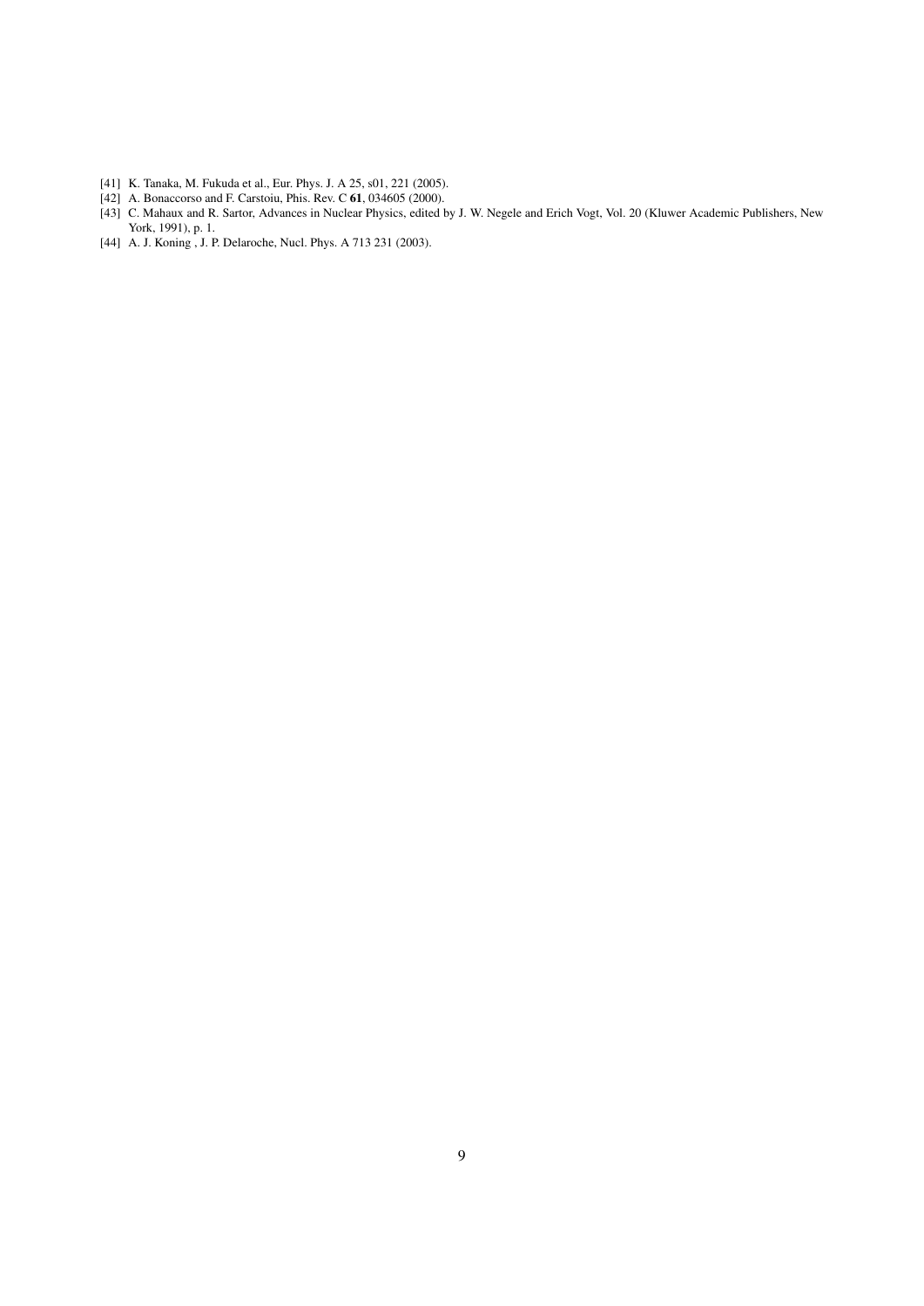[41] K. Tanaka, M. Fukuda et al., Eur. Phys. J. A 25, s01, 221 (2005).

[42] A. Bonaccorso and F. Carstoiu, Phis. Rev. C **61**, 034605 (2000).

[43] C. Mahaux and R. Sartor, Advances in Nuclear Physics, edited by J. W. Negele and Erich Vogt, Vol. 20 (Kluwer Academic Publishers, New York, 1991), p. 1.

[44] A. J. Koning , J. P. Delaroche, Nucl. Phys. A 713 231 (2003).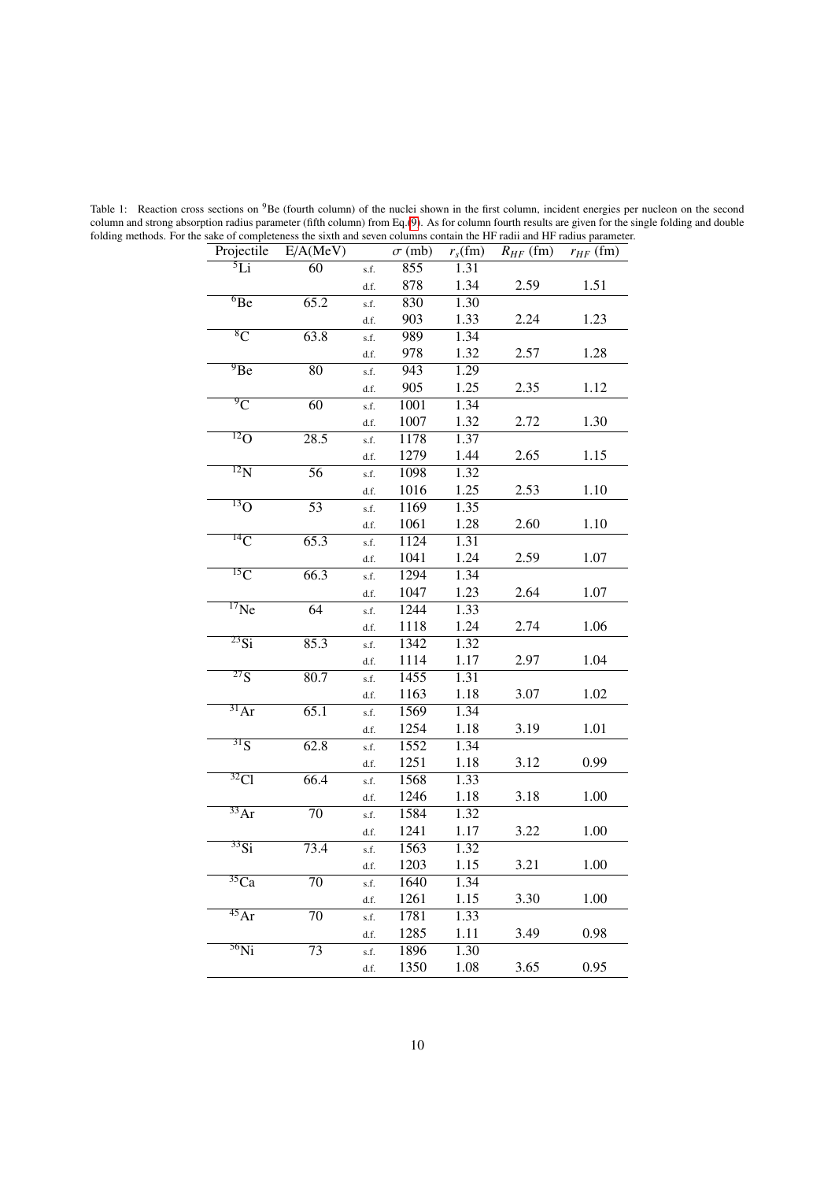Table 1: Reaction cross sections on $^{9}$Be (fourth column) of the nuclei shown in the first column, incident energies per nucleon on the second column and strong absorption radius parameter (fifth column) from Eq.(9). As for column fourth results are given for the single folding and double folding methods. For the sake of completeness the sixth and seven columns contain the HF radii and HF radius parameter.

| Projectile | E/A(MeV) | | $\sigma$ (mb) | $r_s$(fm) | $R_{HF}$ (fm) | $r_{HF}$ (fm) |
|---|---|---|---|---|---|---|
| $^{5}$Li | 60 | s.f. | 855 | 1.31 | | |
| | | d.f. | 878 | 1.34 | 2.59 | 1.51 |
| $^{6}$Be | 65.2 | s.f. | 830 | 1.30 | | |
| | | d.f. | 903 | 1.33 | 2.24 | 1.23 |
| $^{8}$C | 63.8 | s.f. | 989 | 1.34 | | |
| | | d.f. | 978 | 1.32 | 2.57 | 1.28 |
| $^{9}$Be | 80 | s.f. | 943 | 1.29 | | |
| | | d.f. | 905 | 1.25 | 2.35 | 1.12 |
| $^{9}$C | 60 | s.f. | 1001 | 1.34 | | |
| | | d.f. | 1007 | 1.32 | 2.72 | 1.30 |
| $^{12}$O | 28.5 | s.f. | 1178 | 1.37 | | |
| | | d.f. | 1279 | 1.44 | 2.65 | 1.15 |
| $^{12}$N | 56 | s.f. | 1098 | 1.32 | | |
| | | d.f. | 1016 | 1.25 | 2.53 | 1.10 |
| $^{13}$O | 53 | s.f. | 1169 | 1.35 | | |
| | | d.f. | 1061 | 1.28 | 2.60 | 1.10 |
| $^{14}$C | 65.3 | s.f. | 1124 | 1.31 | | |
| | | d.f. | 1041 | 1.24 | 2.59 | 1.07 |
| $^{15}$C | 66.3 | s.f. | 1294 | 1.34 | | |
| | | d.f. | 1047 | 1.23 | 2.64 | 1.07 |
| $^{17}$Ne | 64 | s.f. | 1244 | 1.33 | | |
| | | d.f. | 1118 | 1.24 | 2.74 | 1.06 |
| $^{23}$Si | 85.3 | s.f. | 1342 | 1.32 | | |
| | | d.f. | 1114 | 1.17 | 2.97 | 1.04 |
| $^{27}$S | 80.7 | s.f. | 1455 | 1.31 | | |
| | | d.f. | 1163 | 1.18 | 3.07 | 1.02 |
| $^{31}$Ar | 65.1 | s.f. | 1569 | 1.34 | | |
| | | d.f. | 1254 | 1.18 | 3.19 | 1.01 |
| $^{31}$S | 62.8 | s.f. | 1552 | 1.34 | | |
| | | d.f. | 1251 | 1.18 | 3.12 | 0.99 |
| $^{32}$Cl | 66.4 | s.f. | 1568 | 1.33 | | |
| | | d.f. | 1246 | 1.18 | 3.18 | 1.00 |
| $^{33}$Ar | 70 | s.f. | 1584 | 1.32 | | |
| | | d.f. | 1241 | 1.17 | 3.22 | 1.00 |
| $^{33}$Si | 73.4 | s.f. | 1563 | 1.32 | | |
| | | d.f. | 1203 | 1.15 | 3.21 | 1.00 |
| $^{35}$Ca | 70 | s.f. | 1640 | 1.34 | | |
| | | d.f. | 1261 | 1.15 | 3.30 | 1.00 |
| $^{45}$Ar | 70 | s.f. | 1781 | 1.33 | | |
| | | d.f. | 1285 | 1.11 | 3.49 | 0.98 |
| $^{56}$Ni | 73 | s.f. | 1896 | 1.30 | | |
| | | d.f. | 1350 | 1.08 | 3.65 | 0.95 |